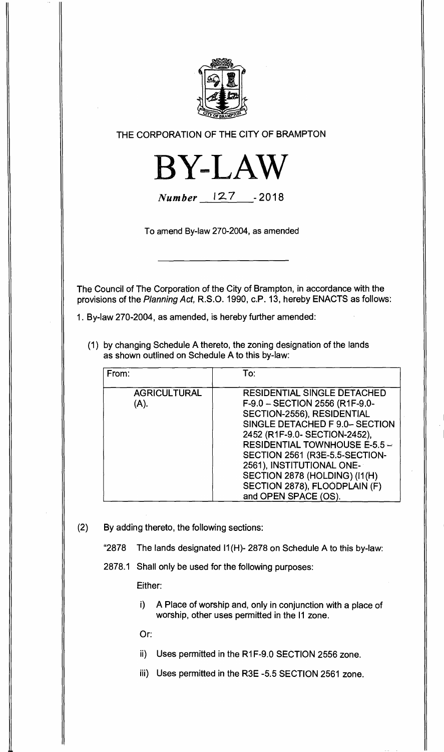THE CORPORATION OF THE CITY OF BRAMPTON

# BY-LAW

*Number* 127 - 2018

To amend By-law 270-2004, as amended

The Council of The Corporation of the City of Brampton, in accordance with the provisions of the *Planning Act,* R.S.O. 1990, c.P. 13, hereby ENACTS as follows:

1. By-law 270-2004, as amended, is hereby further amended:

   (1) by changing Schedule A thereto, the zoning designation of the lands as shown outlined on Schedule A to this by-law:

| From: | To: |
|---|---|
| AGRICULTURAL (A). | RESIDENTIAL SINGLE DETACHED F-9.0 – SECTION 2556 (R1F-9.0-SECTION-2556), RESIDENTIAL SINGLE DETACHED F 9.0– SECTION 2452 (R1F-9.0- SECTION-2452), RESIDENTIAL TOWNHOUSE E-5.5 – SECTION 2561 (R3E-5.5-SECTION-2561), INSTITUTIONAL ONE-SECTION 2878 (HOLDING) (I1(H) SECTION 2878), FLOODPLAIN (F) and OPEN SPACE (OS). |

(2) By adding thereto, the following sections:

"2878 The lands designated I1(H)- 2878 on Schedule A to this by-law:

2878.1 Shall only be used for the following purposes:

Either:

i) A Place of worship and, only in conjunction with a place of worship, other uses permitted in the I1 zone.

Or:

ii) Uses permitted in the R1F-9.0 SECTION 2556 zone.

iii) Uses permitted in the R3E -5.5 SECTION 2561 zone.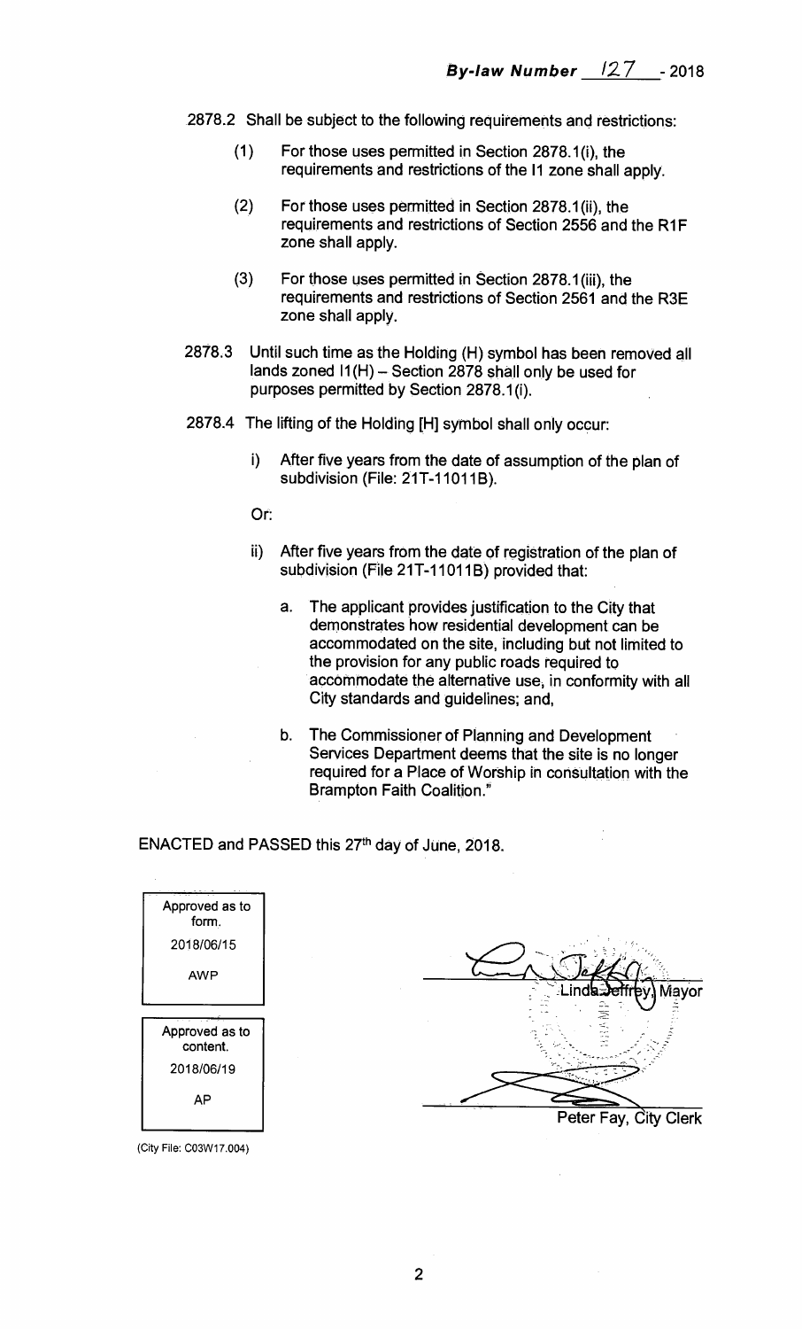**By-law Number 127 - 2018**

2878.2 Shall be subject to the following requirements and restrictions:

(1) For those uses permitted in Section 2878.1(i), the requirements and restrictions of the I1 zone shall apply.

(2) For those uses permitted in Section 2878.1(ii), the requirements and restrictions of Section 2556 and the R1F zone shall apply.

(3) For those uses permitted in Section 2878.1(iii), the requirements and restrictions of Section 2561 and the R3E zone shall apply.

2878.3 Until such time as the Holding (H) symbol has been removed all lands zoned I1(H) – Section 2878 shall only be used for purposes permitted by Section 2878.1(i).

2878.4 The lifting of the Holding [H] symbol shall only occur:

i) After five years from the date of assumption of the plan of subdivision (File: 21T-11011B).

Or:

ii) After five years from the date of registration of the plan of subdivision (File 21T-11011B) provided that:

a. The applicant provides justification to the City that demonstrates how residential development can be accommodated on the site, including but not limited to the provision for any public roads required to accommodate the alternative use, in conformity with all City standards and guidelines; and,

b. The Commissioner of Planning and Development Services Department deems that the site is no longer required for a Place of Worship in consultation with the Brampton Faith Coalition."

ENACTED and PASSED this 27th day of June, 2018.

| Approved as to form. |
|---|
| 2018/06/15 |
| AWP |

| Approved as to content. |
|---|
| 2018/06/19 |
| AP |

Linda Jeffrey, Mayor

Peter Fay, City Clerk

(City File: C03W17.004)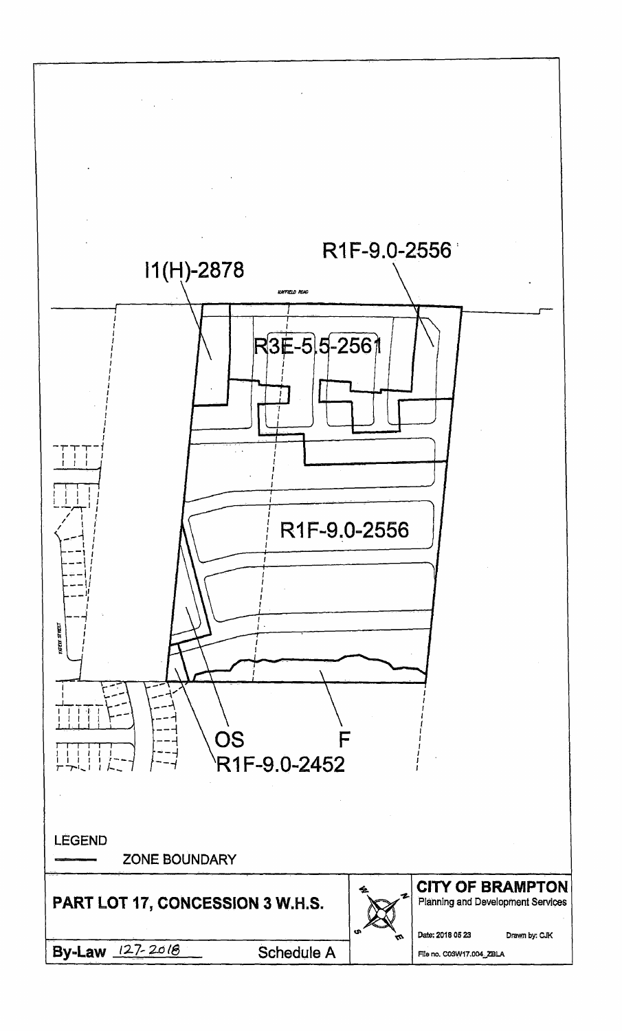R1F-9.0-2556

I1(H)-2878

MAYFIELD ROAD

R3E-5.5-2561

R1F-9.0-2556

PATEY STREET

OS

F

R1F-9.0-2452

LEGEND

ZONE BOUNDARY

**PART LOT 17, CONCESSION 3 W.H.S.**

**By-Law** 127-2018 Schedule A

**CITY OF BRAMPTON**

Planning and Development Services

Date: 2018 05 23 Drawn by: CJK

File no. C03W17.004_ZBLA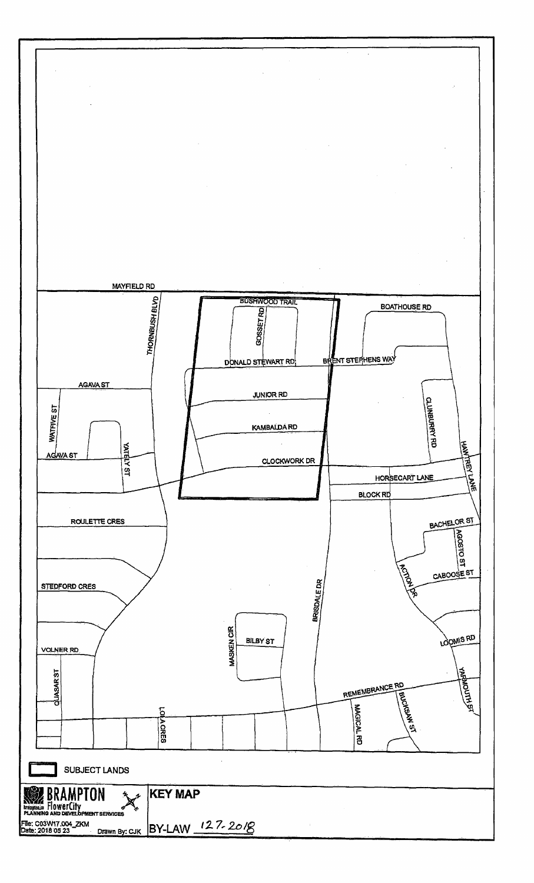MAYFIELD RD

BUSHWOOD TRAIL

GOSSET RD

BOATHOUSE RD

THORNBUSH BLVD

DONALD STEWART RD

BRENT STEPHENS WAY

AGAVA ST

JUNIOR RD

WATFIVE ST

CLUNBURRY RD

KAMBALDA RD

HAWTREY LANE

AGAVA ST

YATELY ST

CLOCKWORK DR

HORSECART LANE

BLOCK RD

ROULETTE CRES

BACHELOR ST

AGOSTO ST

ACTION DR

CABOOSE ST

STEDFORD CRES

BRISDALE DR

MASKEN CIR

BILBY ST

LOOMIS RD

VOLNER RD

YARMOUTH ST

QUASAR ST

REMEMBRANCE RD

BUCKSAW ST

MAGICAL RD

LOLA CRES

SUBJECT LANDS

BRAMPTON FlowerCity

PLANNING AND DEVELOPMENT SERVICES

File: C03W17.004_ZKM

Date: 2018 05 23

Drawn By: CJK

**KEY MAP**

**BY-LAW** 127-2018